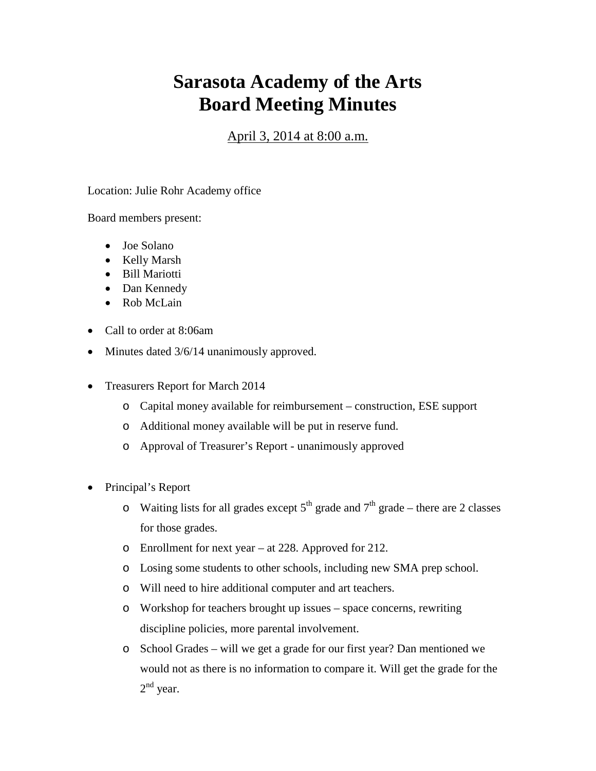# Sarasota Academy of the Arts
# Board Meeting Minutes

April 3, 2014 at 8:00 a.m.

Location: Julie Rohr Academy office

Board members present:

- Joe Solano
- Kelly Marsh
- Bill Mariotti
- Dan Kennedy
- Rob McLain

- Call to order at 8:06am
- Minutes dated 3/6/14 unanimously approved.
- Treasurers Report for March 2014
  - Capital money available for reimbursement – construction, ESE support
  - Additional money available will be put in reserve fund.
  - Approval of Treasurer's Report - unanimously approved
- Principal's Report
  - Waiting lists for all grades except 5th grade and 7th grade – there are 2 classes for those grades.
  - Enrollment for next year – at 228. Approved for 212.
  - Losing some students to other schools, including new SMA prep school.
  - Will need to hire additional computer and art teachers.
  - Workshop for teachers brought up issues – space concerns, rewriting discipline policies, more parental involvement.
  - School Grades – will we get a grade for our first year? Dan mentioned we would not as there is no information to compare it. Will get the grade for the 2nd year.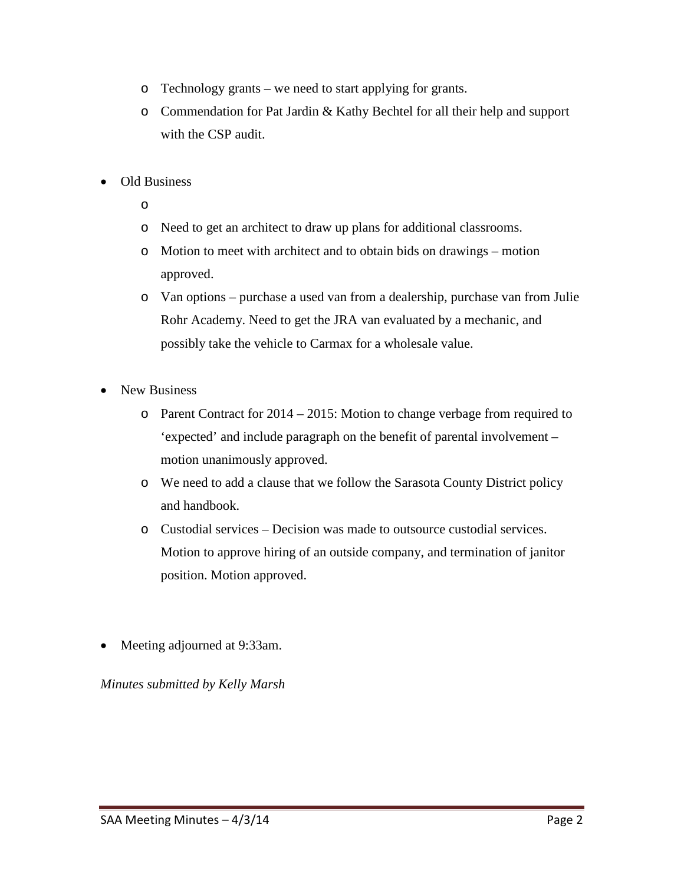- Technology grants – we need to start applying for grants.
  - Commendation for Pat Jardin & Kathy Bechtel for all their help and support with the CSP audit.

- Old Business
  - 
  - Need to get an architect to draw up plans for additional classrooms.
  - Motion to meet with architect and to obtain bids on drawings – motion approved.
  - Van options – purchase a used van from a dealership, purchase van from Julie Rohr Academy. Need to get the JRA van evaluated by a mechanic, and possibly take the vehicle to Carmax for a wholesale value.

- New Business
  - Parent Contract for 2014 – 2015: Motion to change verbage from required to 'expected' and include paragraph on the benefit of parental involvement – motion unanimously approved.
  - We need to add a clause that we follow the Sarasota County District policy and handbook.
  - Custodial services – Decision was made to outsource custodial services. Motion to approve hiring of an outside company, and termination of janitor position. Motion approved.

- Meeting adjourned at 9:33am.

*Minutes submitted by Kelly Marsh*